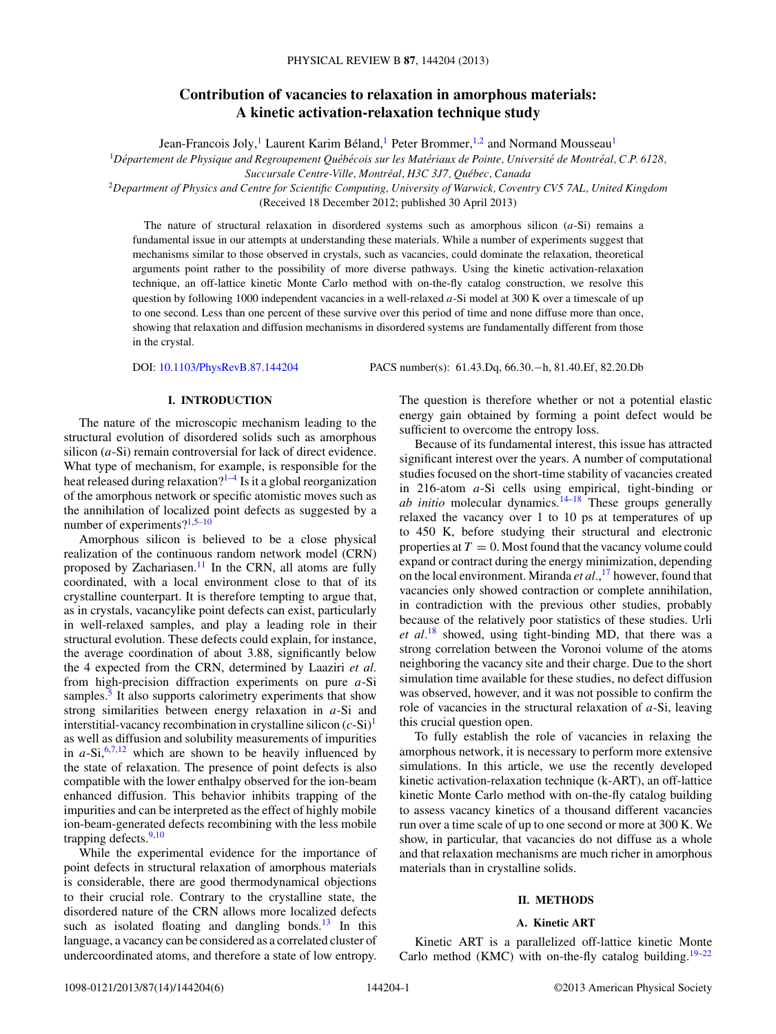# Contribution of vacancies to relaxation in amorphous materials: A kinetic activation-relaxation technique study

Jean-Francois Joly,[1] Laurent Karim Béland,[1] Peter Brommer,[1,2] and Normand Mousseau[1]

[1]*Département de Physique and Regroupement Québécois sur les Matériaux de Pointe, Université de Montréal, C.P. 6128, Succursale Centre-Ville, Montréal, H3C 3J7, Québec, Canada*

[2]*Department of Physics and Centre for Scientific Computing, University of Warwick, Coventry CV5 7AL, United Kingdom*

(Received 18 December 2012; published 30 April 2013)

The nature of structural relaxation in disordered systems such as amorphous silicon (*a*-Si) remains a fundamental issue in our attempts at understanding these materials. While a number of experiments suggest that mechanisms similar to those observed in crystals, such as vacancies, could dominate the relaxation, theoretical arguments point rather to the possibility of more diverse pathways. Using the kinetic activation-relaxation technique, an off-lattice kinetic Monte Carlo method with on-the-fly catalog construction, we resolve this question by following 1000 independent vacancies in a well-relaxed *a*-Si model at 300 K over a timescale of up to one second. Less than one percent of these survive over this period of time and none diffuse more than once, showing that relaxation and diffusion mechanisms in disordered systems are fundamentally different from those in the crystal.

DOI: 10.1103/PhysRevB.87.144204 PACS number(s): 61.43.Dq, 66.30.−h, 81.40.Ef, 82.20.Db

## I. INTRODUCTION

The nature of the microscopic mechanism leading to the structural evolution of disordered solids such as amorphous silicon (*a*-Si) remain controversial for lack of direct evidence. What type of mechanism, for example, is responsible for the heat released during relaxation?[1–4] Is it a global reorganization of the amorphous network or specific atomistic moves such as the annihilation of localized point defects as suggested by a number of experiments?[1,5–10]

Amorphous silicon is believed to be a close physical realization of the continuous random network model (CRN) proposed by Zachariasen.[11] In the CRN, all atoms are fully coordinated, with a local environment close to that of its crystalline counterpart. It is therefore tempting to argue that, as in crystals, vacancylike point defects can exist, particularly in well-relaxed samples, and play a leading role in their structural evolution. These defects could explain, for instance, the average coordination of about 3.88, significantly below the 4 expected from the CRN, determined by Laaziri *et al.* from high-precision diffraction experiments on pure *a*-Si samples.[5] It also supports calorimetry experiments that show strong similarities between energy relaxation in *a*-Si and interstitial-vacancy recombination in crystalline silicon (*c*-Si)[1] as well as diffusion and solubility measurements of impurities in *a*-Si,[6,7,12] which are shown to be heavily influenced by the state of relaxation. The presence of point defects is also compatible with the lower enthalpy observed for the ion-beam enhanced diffusion. This behavior inhibits trapping of the impurities and can be interpreted as the effect of highly mobile ion-beam-generated defects recombining with the less mobile trapping defects.[9,10]

While the experimental evidence for the importance of point defects in structural relaxation of amorphous materials is considerable, there are good thermodynamical objections to their crucial role. Contrary to the crystalline state, the disordered nature of the CRN allows more localized defects such as isolated floating and dangling bonds.[13] In this language, a vacancy can be considered as a correlated cluster of undercoordinated atoms, and therefore a state of low entropy. The question is therefore whether or not a potential elastic energy gain obtained by forming a point defect would be sufficient to overcome the entropy loss.

Because of its fundamental interest, this issue has attracted significant interest over the years. A number of computational studies focused on the short-time stability of vacancies created in 216-atom *a*-Si cells using empirical, tight-binding or *ab initio* molecular dynamics.[14–18] These groups generally relaxed the vacancy over 1 to 10 ps at temperatures of up to 450 K, before studying their structural and electronic properties at $T = 0$. Most found that the vacancy volume could expand or contract during the energy minimization, depending on the local environment. Miranda *et al.*,[17] however, found that vacancies only showed contraction or complete annihilation, in contradiction with the previous other studies, probably because of the relatively poor statistics of these studies. Urli *et al.*[18] showed, using tight-binding MD, that there was a strong correlation between the Voronoi volume of the atoms neighboring the vacancy site and their charge. Due to the short simulation time available for these studies, no defect diffusion was observed, however, and it was not possible to confirm the role of vacancies in the structural relaxation of *a*-Si, leaving this crucial question open.

To fully establish the role of vacancies in relaxing the amorphous network, it is necessary to perform more extensive simulations. In this article, we use the recently developed kinetic activation-relaxation technique (k-ART), an off-lattice kinetic Monte Carlo method with on-the-fly catalog building to assess vacancy kinetics of a thousand different vacancies run over a time scale of up to one second or more at 300 K. We show, in particular, that vacancies do not diffuse as a whole and that relaxation mechanisms are much richer in amorphous materials than in crystalline solids.

## II. METHODS

### A. Kinetic ART

Kinetic ART is a parallelized off-lattice kinetic Monte Carlo method (KMC) with on-the-fly catalog building.[19–22]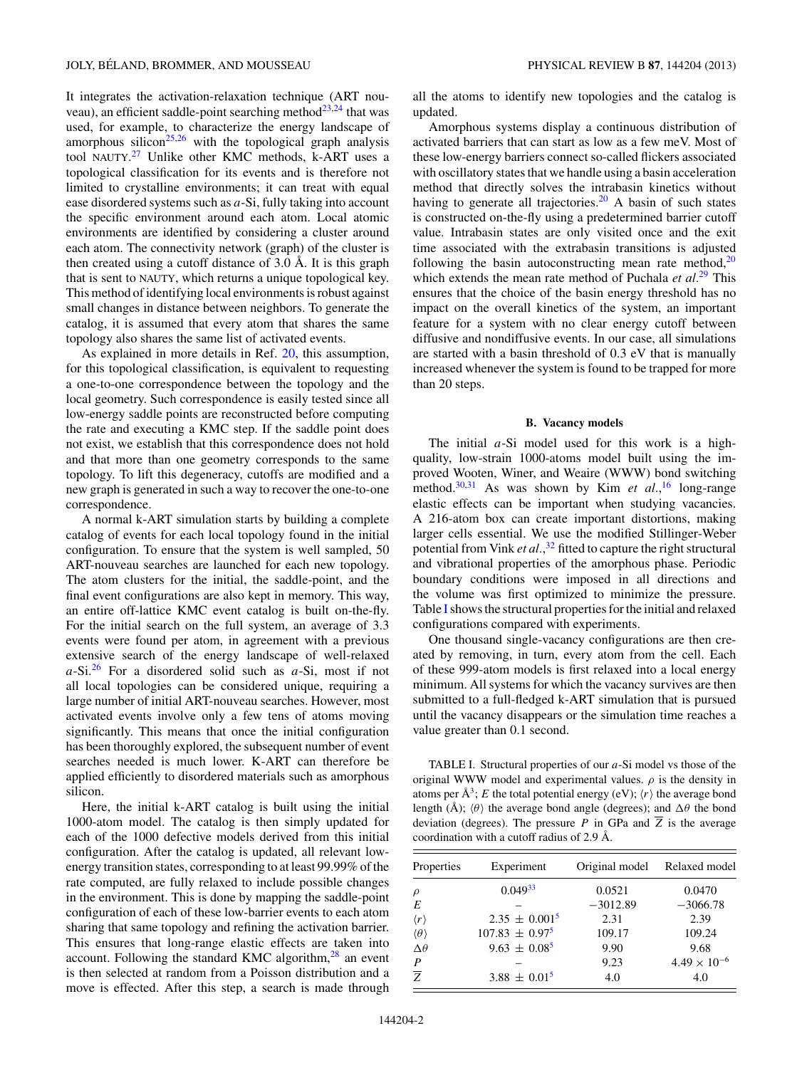It integrates the activation-relaxation technique (ART nouveau), an efficient saddle-point searching method[23,24] that was used, for example, to characterize the energy landscape of amorphous silicon[25,26] with the topological graph analysis tool NAUTY.[27] Unlike other KMC methods, k-ART uses a topological classification for its events and is therefore not limited to crystalline environments; it can treat with equal ease disordered systems such as *a*-Si, fully taking into account the specific environment around each atom. Local atomic environments are identified by considering a cluster around each atom. The connectivity network (graph) of the cluster is then created using a cutoff distance of 3.0 Å. It is this graph that is sent to NAUTY, which returns a unique topological key. This method of identifying local environments is robust against small changes in distance between neighbors. To generate the catalog, it is assumed that every atom that shares the same topology also shares the same list of activated events.

As explained in more details in Ref. 20, this assumption, for this topological classification, is equivalent to requesting a one-to-one correspondence between the topology and the local geometry. Such correspondence is easily tested since all low-energy saddle points are reconstructed before computing the rate and executing a KMC step. If the saddle point does not exist, we establish that this correspondence does not hold and that more than one geometry corresponds to the same topology. To lift this degeneracy, cutoffs are modified and a new graph is generated in such a way to recover the one-to-one correspondence.

A normal k-ART simulation starts by building a complete catalog of events for each local topology found in the initial configuration. To ensure that the system is well sampled, 50 ART-nouveau searches are launched for each new topology. The atom clusters for the initial, the saddle-point, and the final event configurations are also kept in memory. This way, an entire off-lattice KMC event catalog is built on-the-fly. For the initial search on the full system, an average of 3.3 events were found per atom, in agreement with a previous extensive search of the energy landscape of well-relaxed *a*-Si.[26] For a disordered solid such as *a*-Si, most if not all local topologies can be considered unique, requiring a large number of initial ART-nouveau searches. However, most activated events involve only a few tens of atoms moving significantly. This means that once the initial configuration has been thoroughly explored, the subsequent number of event searches needed is much lower. K-ART can therefore be applied efficiently to disordered materials such as amorphous silicon.

Here, the initial k-ART catalog is built using the initial 1000-atom model. The catalog is then simply updated for each of the 1000 defective models derived from this initial configuration. After the catalog is updated, all relevant low-energy transition states, corresponding to at least 99.99% of the rate computed, are fully relaxed to include possible changes in the environment. This is done by mapping the saddle-point configuration of each of these low-barrier events to each atom sharing that same topology and refining the activation barrier. This ensures that long-range elastic effects are taken into account. Following the standard KMC algorithm,[28] an event is then selected at random from a Poisson distribution and a move is effected. After this step, a search is made through all the atoms to identify new topologies and the catalog is updated.

Amorphous systems display a continuous distribution of activated barriers that can start as low as a few meV. Most of these low-energy barriers connect so-called flickers associated with oscillatory states that we handle using a basin acceleration method that directly solves the intrabasin kinetics without having to generate all trajectories.[20] A basin of such states is constructed on-the-fly using a predetermined barrier cutoff value. Intrabasin states are only visited once and the exit time associated with the extrabasin transitions is adjusted following the basin autoconstructing mean rate method,[20] which extends the mean rate method of Puchala *et al.*[29] This ensures that the choice of the basin energy threshold has no impact on the overall kinetics of the system, an important feature for a system with no clear energy cutoff between diffusive and nondiffusive events. In our case, all simulations are started with a basin threshold of 0.3 eV that is manually increased whenever the system is found to be trapped for more than 20 steps.

### B. Vacancy models

The initial *a*-Si model used for this work is a high-quality, low-strain 1000-atoms model built using the improved Wooten, Winer, and Weaire (WWW) bond switching method.[30,31] As was shown by Kim *et al.*,[16] long-range elastic effects can be important when studying vacancies. A 216-atom box can create important distortions, making larger cells essential. We use the modified Stillinger-Weber potential from Vink *et al.*,[32] fitted to capture the right structural and vibrational properties of the amorphous phase. Periodic boundary conditions were imposed in all directions and the volume was first optimized to minimize the pressure. Table I shows the structural properties for the initial and relaxed configurations compared with experiments.

One thousand single-vacancy configurations are then created by removing, in turn, every atom from the cell. Each of these 999-atom models is first relaxed into a local energy minimum. All systems for which the vacancy survives are then submitted to a full-fledged k-ART simulation that is pursued until the vacancy disappears or the simulation time reaches a value greater than 0.1 second.

TABLE I. Structural properties of our *a*-Si model vs those of the original WWW model and experimental values. $\rho$ is the density in atoms per Å$^3$; $E$ the total potential energy (eV); $\langle r \rangle$ the average bond length (Å); $\langle \theta \rangle$ the average bond angle (degrees); and $\Delta\theta$ the bond deviation (degrees). The pressure $P$ in GPa and $\overline{Z}$ is the average coordination with a cutoff radius of 2.9 Å.

| Properties | Experiment | Original model | Relaxed model |
|---|---|---|---|
| $\rho$ | 0.049[33] | 0.0521 | 0.0470 |
| $E$ | – | −3012.89 | −3066.78 |
| $\langle r \rangle$ | 2.35 ± 0.001[5] | 2.31 | 2.39 |
| $\langle \theta \rangle$ | 107.83 ± 0.97[5] | 109.17 | 109.24 |
| $\Delta\theta$ | 9.63 ± 0.08[5] | 9.90 | 9.68 |
| $P$ | – | 9.23 | $4.49 \times 10^{-6}$ |
| $\overline{Z}$ | 3.88 ± 0.01[5] | 4.0 | 4.0 |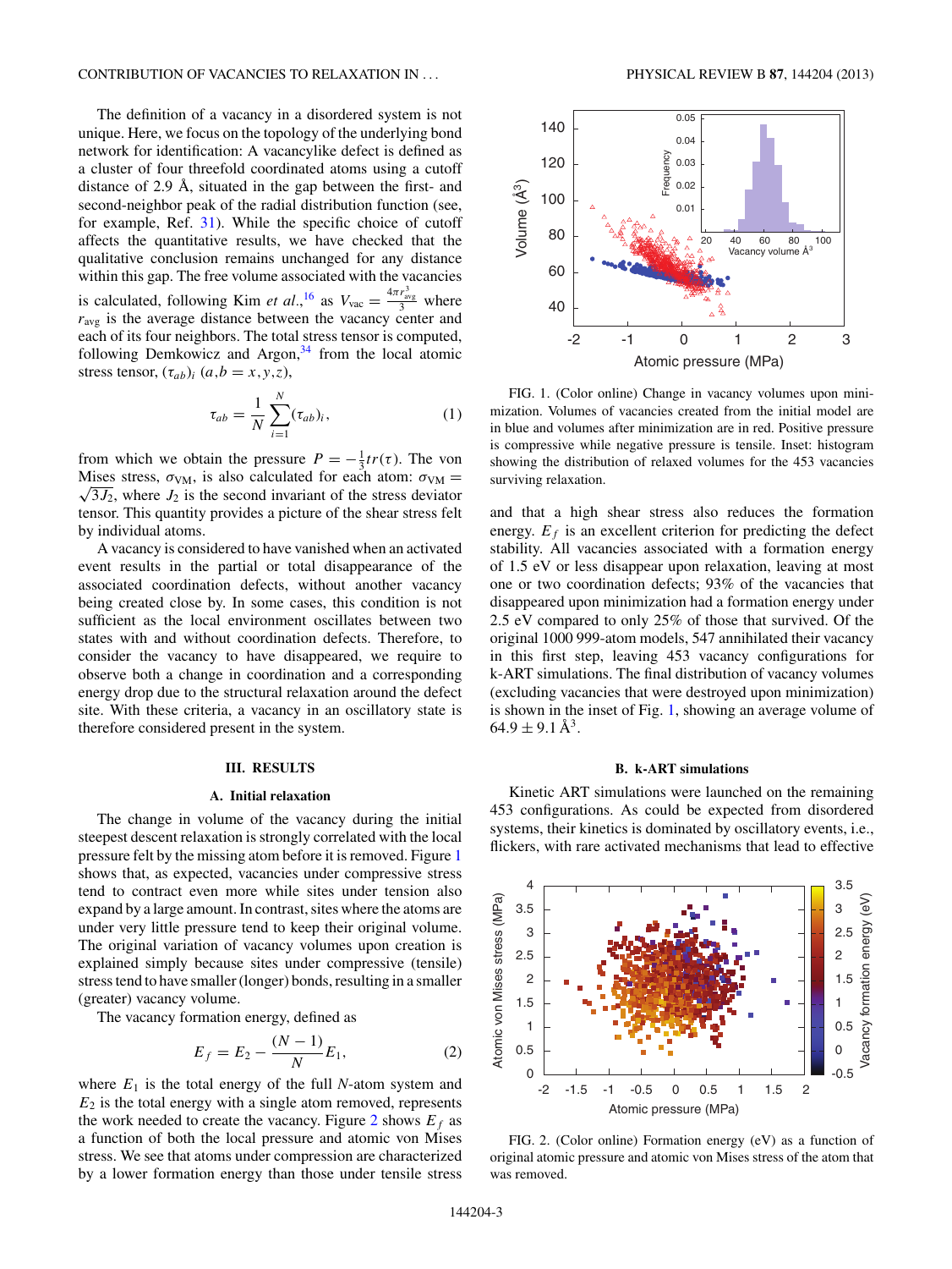The definition of a vacancy in a disordered system is not unique. Here, we focus on the topology of the underlying bond network for identification: A vacancylike defect is defined as a cluster of four threefold coordinated atoms using a cutoff distance of 2.9 Å, situated in the gap between the first- and second-neighbor peak of the radial distribution function (see, for example, Ref. 31). While the specific choice of cutoff affects the quantitative results, we have checked that the qualitative conclusion remains unchanged for any distance within this gap. The free volume associated with the vacancies is calculated, following Kim *et al.*,[16] as $V_{\mathrm{vac}} = \frac{4\pi r_{\mathrm{avg}}^3}{3}$ where $r_{\mathrm{avg}}$ is the average distance between the vacancy center and each of its four neighbors. The total stress tensor is computed, following Demkowicz and Argon,[34] from the local atomic stress tensor, $(\tau_{ab})_i$ $(a,b = x,y,z)$,

$$\tau_{ab} = \frac{1}{N}\sum_{i=1}^{N}(\tau_{ab})_i, \tag{1}$$

from which we obtain the pressure $P = -\frac{1}{3}tr(\tau)$. The von Mises stress, $\sigma_{\mathrm{VM}}$, is also calculated for each atom: $\sigma_{\mathrm{VM}} = \sqrt{3J_2}$, where $J_2$ is the second invariant of the stress deviator tensor. This quantity provides a picture of the shear stress felt by individual atoms.

A vacancy is considered to have vanished when an activated event results in the partial or total disappearance of the associated coordination defects, without another vacancy being created close by. In some cases, this condition is not sufficient as the local environment oscillates between two states with and without coordination defects. Therefore, to consider the vacancy to have disappeared, we require to observe both a change in coordination and a corresponding energy drop due to the structural relaxation around the defect site. With these criteria, a vacancy in an oscillatory state is therefore considered present in the system.

## III. RESULTS

### A. Initial relaxation

The change in volume of the vacancy during the initial steepest descent relaxation is strongly correlated with the local pressure felt by the missing atom before it is removed. Figure 1 shows that, as expected, vacancies under compressive stress tend to contract even more while sites under tension also expand by a large amount. In contrast, sites where the atoms are under very little pressure tend to keep their original volume. The original variation of vacancy volumes upon creation is explained simply because sites under compressive (tensile) stress tend to have smaller (longer) bonds, resulting in a smaller (greater) vacancy volume.

The vacancy formation energy, defined as

$$E_f = E_2 - \frac{(N-1)}{N}E_1, \tag{2}$$

where $E_1$ is the total energy of the full $N$-atom system and $E_2$ is the total energy with a single atom removed, represents the work needed to create the vacancy. Figure 2 shows $E_f$ as a function of both the local pressure and atomic von Mises stress. We see that atoms under compression are characterized by a lower formation energy than those under tensile stress and that a high shear stress also reduces the formation energy. $E_f$ is an excellent criterion for predicting the defect stability. All vacancies associated with a formation energy of 1.5 eV or less disappear upon relaxation, leaving at most one or two coordination defects; 93% of the vacancies that disappeared upon minimization had a formation energy under 2.5 eV compared to only 25% of those that survived. Of the original 1000 999-atom models, 547 annihilated their vacancy in this first step, leaving 453 vacancy configurations for k-ART simulations. The final distribution of vacancy volumes (excluding vacancies that were destroyed upon minimization) is shown in the inset of Fig. 1, showing an average volume of $64.9 \pm 9.1$ Å$^3$.

FIG. 1. (Color online) Change in vacancy volumes upon minimization. Volumes of vacancies created from the initial model are in blue and volumes after minimization are in red. Positive pressure is compressive while negative pressure is tensile. Inset: histogram showing the distribution of relaxed volumes for the 453 vacancies surviving relaxation.

### B. k-ART simulations

Kinetic ART simulations were launched on the remaining 453 configurations. As could be expected from disordered systems, their kinetics is dominated by oscillatory events, i.e., flickers, with rare activated mechanisms that lead to effective

FIG. 2. (Color online) Formation energy (eV) as a function of original atomic pressure and atomic von Mises stress of the atom that was removed.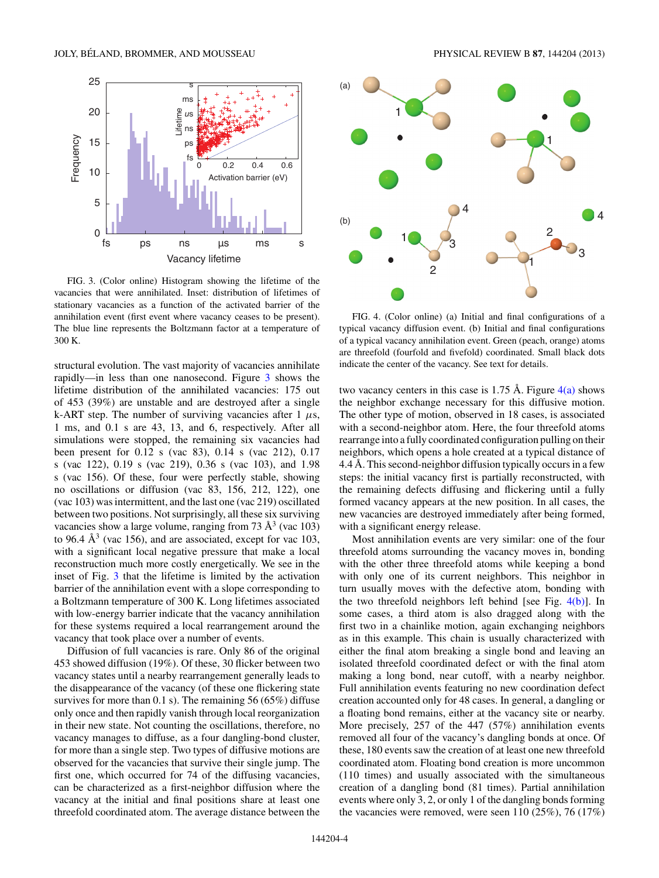FIG. 3. (Color online) Histogram showing the lifetime of the vacancies that were annihilated. Inset: distribution of lifetimes of stationary vacancies as a function of the activated barrier of the annihilation event (first event where vacancy ceases to be present). The blue line represents the Boltzmann factor at a temperature of 300 K.

structural evolution. The vast majority of vacancies annihilate rapidly—in less than one nanosecond. Figure 3 shows the lifetime distribution of the annihilated vacancies: 175 out of 453 (39%) are unstable and are destroyed after a single k-ART step. The number of surviving vacancies after 1 $\mu$s, 1 ms, and 0.1 s are 43, 13, and 6, respectively. After all simulations were stopped, the remaining six vacancies had been present for 0.12 s (vac 83), 0.14 s (vac 212), 0.17 s (vac 122), 0.19 s (vac 219), 0.36 s (vac 103), and 1.98 s (vac 156). Of these, four were perfectly stable, showing no oscillations or diffusion (vac 83, 156, 212, 122), one (vac 103) was intermittent, and the last one (vac 219) oscillated between two positions. Not surprisingly, all these six surviving vacancies show a large volume, ranging from 73 Å$^3$ (vac 103) to 96.4 Å$^3$ (vac 156), and are associated, except for vac 103, with a significant local negative pressure that make a local reconstruction much more costly energetically. We see in the inset of Fig. 3 that the lifetime is limited by the activation barrier of the annihilation event with a slope corresponding to a Boltzmann temperature of 300 K. Long lifetimes associated with low-energy barrier indicate that the vacancy annihilation for these systems required a local rearrangement around the vacancy that took place over a number of events.

Diffusion of full vacancies is rare. Only 86 of the original 453 showed diffusion (19%). Of these, 30 flicker between two vacancy states until a nearby rearrangement generally leads to the disappearance of the vacancy (of these one flickering state survives for more than 0.1 s). The remaining 56 (65%) diffuse only once and then rapidly vanish through local reorganization in their new state. Not counting the oscillations, therefore, no vacancy manages to diffuse, as a four dangling-bond cluster, for more than a single step. Two types of diffusive motions are observed for the vacancies that survive their single jump. The first one, which occurred for 74 of the diffusing vacancies, can be characterized as a first-neighbor diffusion where the vacancy at the initial and final positions share at least one threefold coordinated atom. The average distance between the two vacancy centers in this case is 1.75 Å. Figure 4(a) shows the neighbor exchange necessary for this diffusive motion. The other type of motion, observed in 18 cases, is associated with a second-neighbor atom. Here, the four threefold atoms rearrange into a fully coordinated configuration pulling on their neighbors, which opens a hole created at a typical distance of 4.4 Å. This second-neighbor diffusion typically occurs in a few steps: the initial vacancy first is partially reconstructed, with the remaining defects diffusing and flickering until a fully formed vacancy appears at the new position. In all cases, the new vacancies are destroyed immediately after being formed, with a significant energy release.

FIG. 4. (Color online) (a) Initial and final configurations of a typical vacancy diffusion event. (b) Initial and final configurations of a typical vacancy annihilation event. Green (peach, orange) atoms are threefold (fourfold and fivefold) coordinated. Small black dots indicate the center of the vacancy. See text for details.

Most annihilation events are very similar: one of the four threefold atoms surrounding the vacancy moves in, bonding with the other three threefold atoms while keeping a bond with only one of its current neighbors. This neighbor in turn usually moves with the defective atom, bonding with the two threefold neighbors left behind [see Fig. 4(b)]. In some cases, a third atom is also dragged along with the first two in a chainlike motion, again exchanging neighbors as in this example. This chain is usually characterized with either the final atom breaking a single bond and leaving an isolated threefold coordinated defect or with the final atom making a long bond, near cutoff, with a nearby neighbor. Full annihilation events featuring no new coordination defect creation accounted only for 48 cases. In general, a dangling or a floating bond remains, either at the vacancy site or nearby. More precisely, 257 of the 447 (57%) annihilation events removed all four of the vacancy's dangling bonds at once. Of these, 180 events saw the creation of at least one new threefold coordinated atom. Floating bond creation is more uncommon (110 times) and usually associated with the simultaneous creation of a dangling bond (81 times). Partial annihilation events where only 3, 2, or only 1 of the dangling bonds forming the vacancies were removed, were seen 110 (25%), 76 (17%)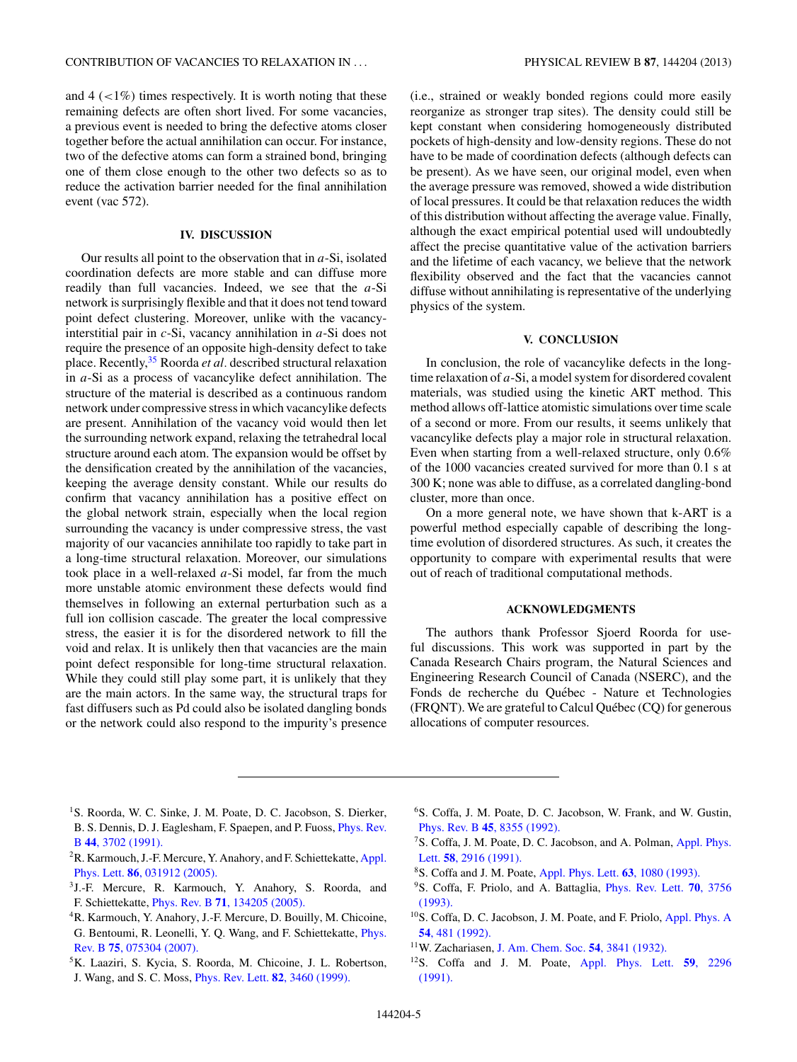and 4 (<1%) times respectively. It is worth noting that these remaining defects are often short lived. For some vacancies, a previous event is needed to bring the defective atoms closer together before the actual annihilation can occur. For instance, two of the defective atoms can form a strained bond, bringing one of them close enough to the other two defects so as to reduce the activation barrier needed for the final annihilation event (vac 572).

## IV. DISCUSSION

Our results all point to the observation that in *a*-Si, isolated coordination defects are more stable and can diffuse more readily than full vacancies. Indeed, we see that the *a*-Si network is surprisingly flexible and that it does not tend toward point defect clustering. Moreover, unlike with the vacancy-interstitial pair in *c*-Si, vacancy annihilation in *a*-Si does not require the presence of an opposite high-density defect to take place. Recently,[35] Roorda *et al.* described structural relaxation in *a*-Si as a process of vacancylike defect annihilation. The structure of the material is described as a continuous random network under compressive stress in which vacancylike defects are present. Annihilation of the vacancy void would then let the surrounding network expand, relaxing the tetrahedral local structure around each atom. The expansion would be offset by the densification created by the annihilation of the vacancies, keeping the average density constant. While our results do confirm that vacancy annihilation has a positive effect on the global network strain, especially when the local region surrounding the vacancy is under compressive stress, the vast majority of our vacancies annihilate too rapidly to take part in a long-time structural relaxation. Moreover, our simulations took place in a well-relaxed *a*-Si model, far from the much more unstable atomic environment these defects would find themselves in following an external perturbation such as a full ion collision cascade. The greater the local compressive stress, the easier it is for the disordered network to fill the void and relax. It is unlikely then that vacancies are the main point defect responsible for long-time structural relaxation. While they could still play some part, it is unlikely that they are the main actors. In the same way, the structural traps for fast diffusers such as Pd could also be isolated dangling bonds or the network could also respond to the impurity's presence (i.e., strained or weakly bonded regions could more easily reorganize as stronger trap sites). The density could still be kept constant when considering homogeneously distributed pockets of high-density and low-density regions. These do not have to be made of coordination defects (although defects can be present). As we have seen, our original model, even when the average pressure was removed, showed a wide distribution of local pressures. It could be that relaxation reduces the width of this distribution without affecting the average value. Finally, although the exact empirical potential used will undoubtedly affect the precise quantitative value of the activation barriers and the lifetime of each vacancy, we believe that the network flexibility observed and the fact that the vacancies cannot diffuse without annihilating is representative of the underlying physics of the system.

## V. CONCLUSION

In conclusion, the role of vacancylike defects in the long-time relaxation of *a*-Si, a model system for disordered covalent materials, was studied using the kinetic ART method. This method allows off-lattice atomistic simulations over time scale of a second or more. From our results, it seems unlikely that vacancylike defects play a major role in structural relaxation. Even when starting from a well-relaxed structure, only 0.6% of the 1000 vacancies created survived for more than 0.1 s at 300 K; none was able to diffuse, as a correlated dangling-bond cluster, more than once.

On a more general note, we have shown that k-ART is a powerful method especially capable of describing the long-time evolution of disordered structures. As such, it creates the opportunity to compare with experimental results that were out of reach of traditional computational methods.

## ACKNOWLEDGMENTS

The authors thank Professor Sjoerd Roorda for useful discussions. This work was supported in part by the Canada Research Chairs program, the Natural Sciences and Engineering Research Council of Canada (NSERC), and the Fonds de recherche du Québec - Nature et Technologies (FRQNT). We are grateful to Calcul Québec (CQ) for generous allocations of computer resources.

---

[1] S. Roorda, W. C. Sinke, J. M. Poate, D. C. Jacobson, S. Dierker, B. S. Dennis, D. J. Eaglesham, F. Spaepen, and P. Fuoss, Phys. Rev. B **44**, 3702 (1991).

[2] R. Karmouch, J.-F. Mercure, Y. Anahory, and F. Schiettekatte, Appl. Phys. Lett. **86**, 031912 (2005).

[3] J.-F. Mercure, R. Karmouch, Y. Anahory, S. Roorda, and F. Schiettekatte, Phys. Rev. B **71**, 134205 (2005).

[4] R. Karmouch, Y. Anahory, J.-F. Mercure, D. Bouilly, M. Chicoine, G. Bentoumi, R. Leonelli, Y. Q. Wang, and F. Schiettekatte, Phys. Rev. B **75**, 075304 (2007).

[5] K. Laaziri, S. Kycia, S. Roorda, M. Chicoine, J. L. Robertson, J. Wang, and S. C. Moss, Phys. Rev. Lett. **82**, 3460 (1999).

[6] S. Coffa, J. M. Poate, D. C. Jacobson, W. Frank, and W. Gustin, Phys. Rev. B **45**, 8355 (1992).

[7] S. Coffa, J. M. Poate, D. C. Jacobson, and A. Polman, Appl. Phys. Lett. **58**, 2916 (1991).

[8] S. Coffa and J. M. Poate, Appl. Phys. Lett. **63**, 1080 (1993).

[9] S. Coffa, F. Priolo, and A. Battaglia, Phys. Rev. Lett. **70**, 3756 (1993).

[10] S. Coffa, D. C. Jacobson, J. M. Poate, and F. Priolo, Appl. Phys. A **54**, 481 (1992).

[11] W. Zachariasen, J. Am. Chem. Soc. **54**, 3841 (1932).

[12] S. Coffa and J. M. Poate, Appl. Phys. Lett. **59**, 2296 (1991).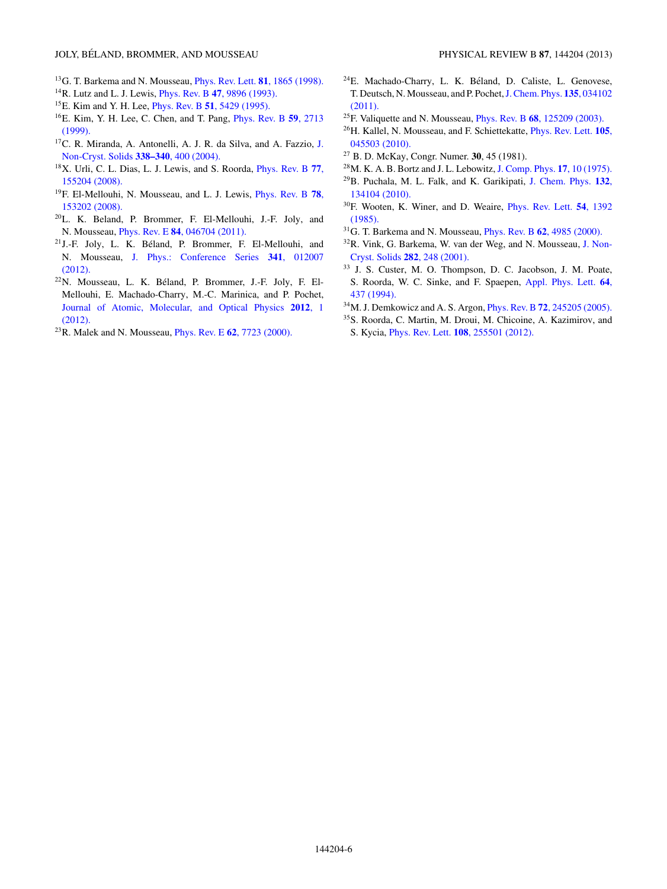[13] G. T. Barkema and N. Mousseau, Phys. Rev. Lett. **81**, 1865 (1998).

[14] R. Lutz and L. J. Lewis, Phys. Rev. B **47**, 9896 (1993).

[15] E. Kim and Y. H. Lee, Phys. Rev. B **51**, 5429 (1995).

[16] E. Kim, Y. H. Lee, C. Chen, and T. Pang, Phys. Rev. B **59**, 2713 (1999).

[17] C. R. Miranda, A. Antonelli, A. J. R. da Silva, and A. Fazzio, J. Non-Cryst. Solids **338–340**, 400 (2004).

[18] X. Urli, C. L. Dias, L. J. Lewis, and S. Roorda, Phys. Rev. B **77**, 155204 (2008).

[19] F. El-Mellouhi, N. Mousseau, and L. J. Lewis, Phys. Rev. B **78**, 153202 (2008).

[20] L. K. Beland, P. Brommer, F. El-Mellouhi, J.-F. Joly, and N. Mousseau, Phys. Rev. E **84**, 046704 (2011).

[21] J.-F. Joly, L. K. Béland, P. Brommer, F. El-Mellouhi, and N. Mousseau, J. Phys.: Conference Series **341**, 012007 (2012).

[22] N. Mousseau, L. K. Béland, P. Brommer, J.-F. Joly, F. El-Mellouhi, E. Machado-Charry, M.-C. Marinica, and P. Pochet, Journal of Atomic, Molecular, and Optical Physics **2012**, 1 (2012).

[23] R. Malek and N. Mousseau, Phys. Rev. E **62**, 7723 (2000).

[24] E. Machado-Charry, L. K. Béland, D. Caliste, L. Genovese, T. Deutsch, N. Mousseau, and P. Pochet, J. Chem. Phys. **135**, 034102 (2011).

[25] F. Valiquette and N. Mousseau, Phys. Rev. B **68**, 125209 (2003).

[26] H. Kallel, N. Mousseau, and F. Schiettekatte, Phys. Rev. Lett. **105**, 045503 (2010).

[27] B. D. McKay, Congr. Numer. **30**, 45 (1981).

[28] M. K. A. B. Bortz and J. L. Lebowitz, J. Comp. Phys. **17**, 10 (1975).

[29] B. Puchala, M. L. Falk, and K. Garikipati, J. Chem. Phys. **132**, 134104 (2010).

[30] F. Wooten, K. Winer, and D. Weaire, Phys. Rev. Lett. **54**, 1392 (1985).

[31] G. T. Barkema and N. Mousseau, Phys. Rev. B **62**, 4985 (2000).

[32] R. Vink, G. Barkema, W. van der Weg, and N. Mousseau, J. Non-Cryst. Solids **282**, 248 (2001).

[33] J. S. Custer, M. O. Thompson, D. C. Jacobson, J. M. Poate, S. Roorda, W. C. Sinke, and F. Spaepen, Appl. Phys. Lett. **64**, 437 (1994).

[34] M. J. Demkowicz and A. S. Argon, Phys. Rev. B **72**, 245205 (2005).

[35] S. Roorda, C. Martin, M. Droui, M. Chicoine, A. Kazimirov, and S. Kycia, Phys. Rev. Lett. **108**, 255501 (2012).